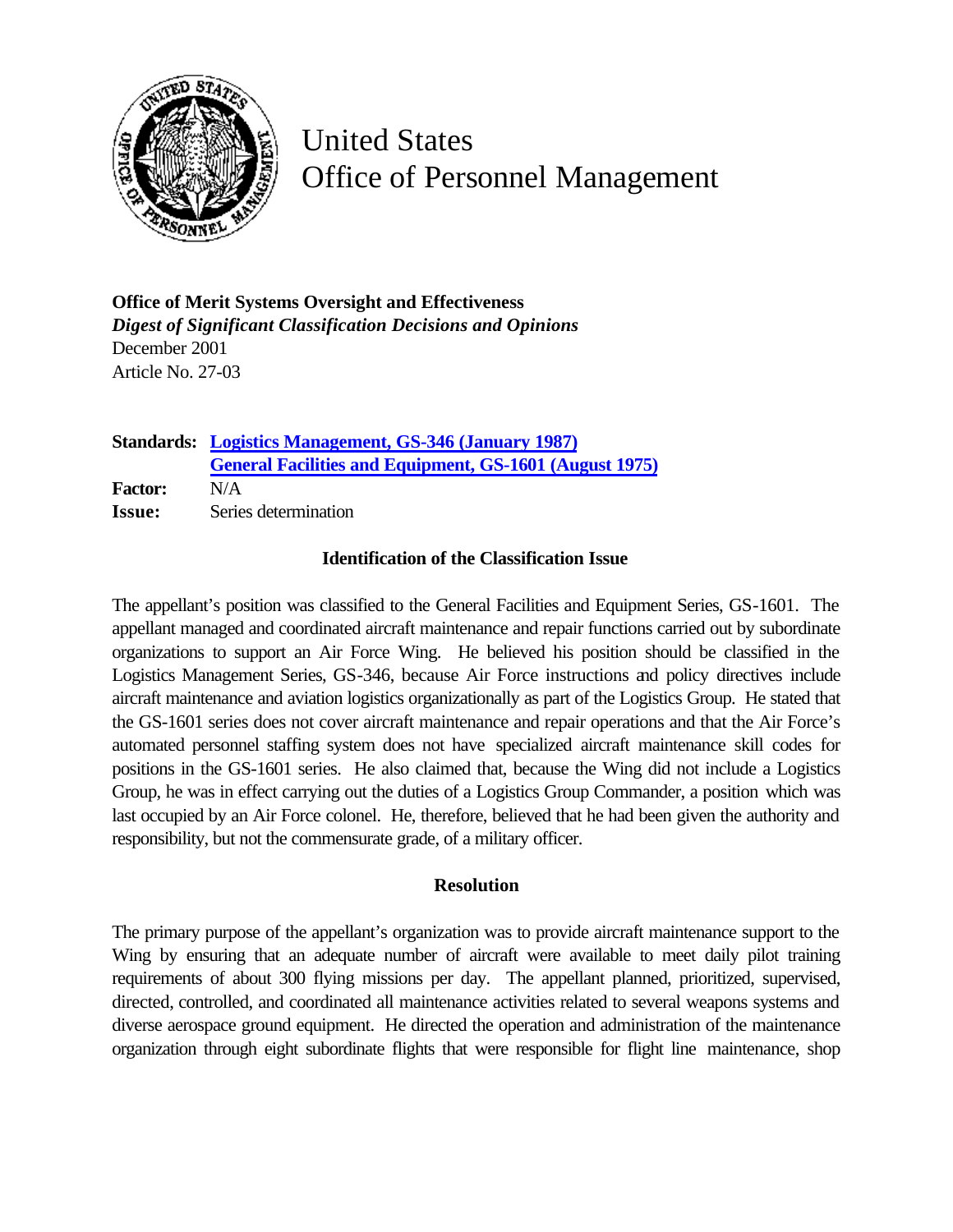United States
Office of Personnel Management

**Office of Merit Systems Oversight and Effectiveness**
*Digest of Significant Classification Decisions and Opinions*
December 2001
Article No. 27-03

**Standards:** Logistics Management, GS-346 (January 1987)
General Facilities and Equipment, GS-1601 (August 1975)
**Factor:** N/A
**Issue:** Series determination

### Identification of the Classification Issue

The appellant's position was classified to the General Facilities and Equipment Series, GS-1601. The appellant managed and coordinated aircraft maintenance and repair functions carried out by subordinate organizations to support an Air Force Wing. He believed his position should be classified in the Logistics Management Series, GS-346, because Air Force instructions and policy directives include aircraft maintenance and aviation logistics organizationally as part of the Logistics Group. He stated that the GS-1601 series does not cover aircraft maintenance and repair operations and that the Air Force's automated personnel staffing system does not have specialized aircraft maintenance skill codes for positions in the GS-1601 series. He also claimed that, because the Wing did not include a Logistics Group, he was in effect carrying out the duties of a Logistics Group Commander, a position which was last occupied by an Air Force colonel. He, therefore, believed that he had been given the authority and responsibility, but not the commensurate grade, of a military officer.

### Resolution

The primary purpose of the appellant's organization was to provide aircraft maintenance support to the Wing by ensuring that an adequate number of aircraft were available to meet daily pilot training requirements of about 300 flying missions per day. The appellant planned, prioritized, supervised, directed, controlled, and coordinated all maintenance activities related to several weapons systems and diverse aerospace ground equipment. He directed the operation and administration of the maintenance organization through eight subordinate flights that were responsible for flight line maintenance, shop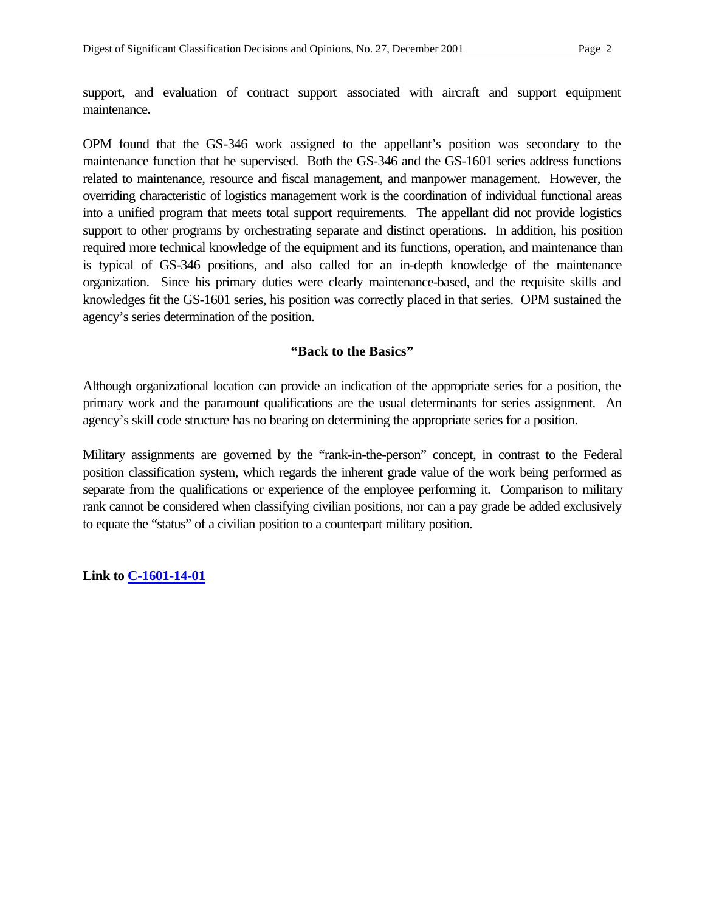support, and evaluation of contract support associated with aircraft and support equipment maintenance.

OPM found that the GS-346 work assigned to the appellant's position was secondary to the maintenance function that he supervised. Both the GS-346 and the GS-1601 series address functions related to maintenance, resource and fiscal management, and manpower management. However, the overriding characteristic of logistics management work is the coordination of individual functional areas into a unified program that meets total support requirements. The appellant did not provide logistics support to other programs by orchestrating separate and distinct operations. In addition, his position required more technical knowledge of the equipment and its functions, operation, and maintenance than is typical of GS-346 positions, and also called for an in-depth knowledge of the maintenance organization. Since his primary duties were clearly maintenance-based, and the requisite skills and knowledges fit the GS-1601 series, his position was correctly placed in that series. OPM sustained the agency's series determination of the position.

### "Back to the Basics"

Although organizational location can provide an indication of the appropriate series for a position, the primary work and the paramount qualifications are the usual determinants for series assignment. An agency's skill code structure has no bearing on determining the appropriate series for a position.

Military assignments are governed by the "rank-in-the-person" concept, in contrast to the Federal position classification system, which regards the inherent grade value of the work being performed as separate from the qualifications or experience of the employee performing it. Comparison to military rank cannot be considered when classifying civilian positions, nor can a pay grade be added exclusively to equate the "status" of a civilian position to a counterpart military position.

**Link to C-1601-14-01**